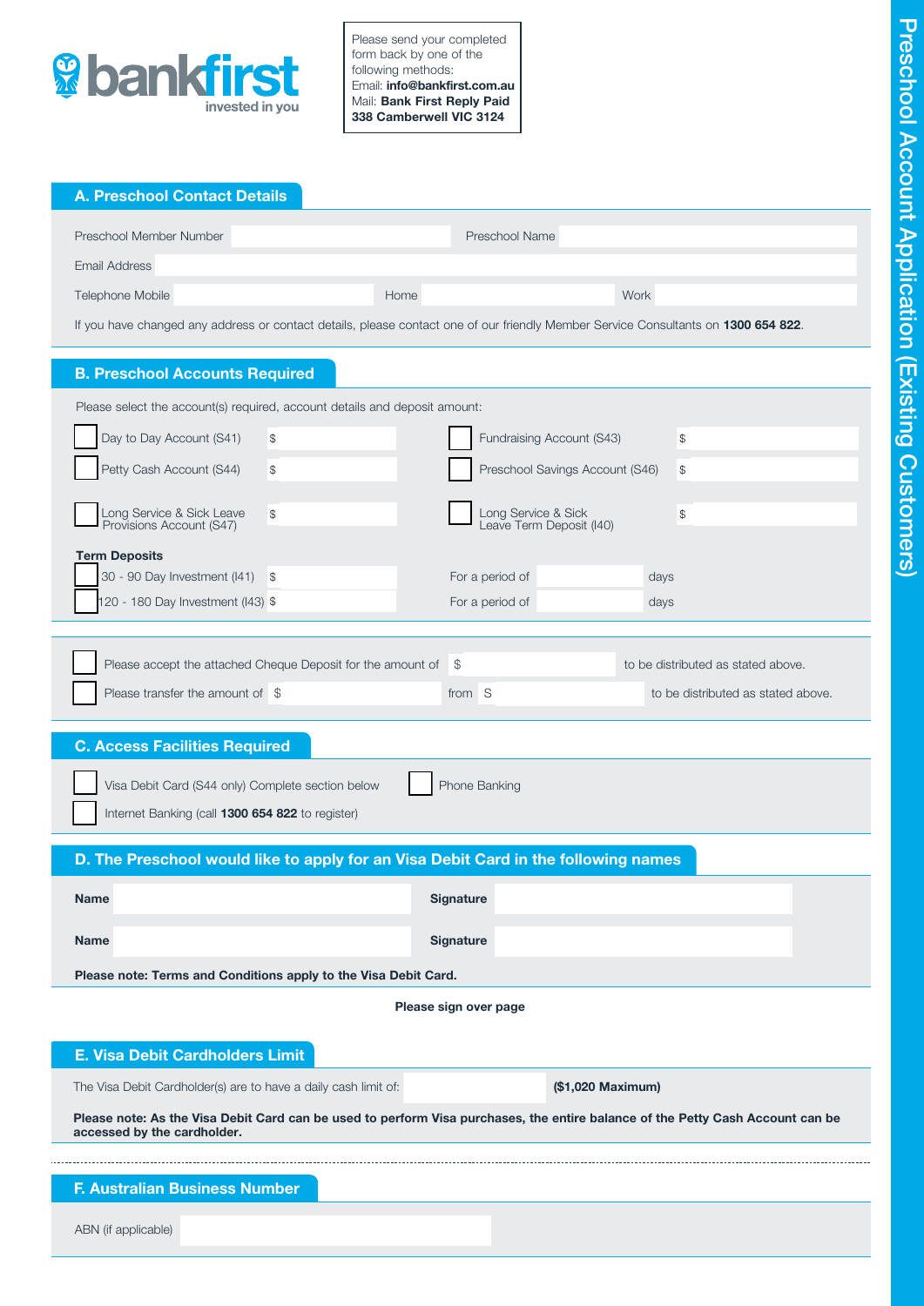**bankfirst** invested in you

Please send your completed form back by one of the following methods:
Email: **info@bankfirst.com.au**
Mail: **Bank First Reply Paid 338 Camberwell VIC 3124**

# Preschool Account Application (Existing Customers)

## A. Preschool Contact Details

Preschool Member Number ______ Preschool Name ______

Email Address ______

Telephone Mobile ______ Home ______ Work ______

If you have changed any address or contact details, please contact one of our friendly Member Service Consultants on **1300 654 822**.

## B. Preschool Accounts Required

Please select the account(s) required, account details and deposit amount:

- ☐ Day to Day Account (S41) $ ______
- ☐ Fundraising Account (S43) $ ______
- ☐ Petty Cash Account (S44) $ ______
- ☐ Preschool Savings Account (S46) $ ______
- ☐ Long Service & Sick Leave Provisions Account (S47) $ ______
- ☐ Long Service & Sick Leave Term Deposit (I40) $ ______

**Term Deposits**

- ☐ 30 - 90 Day Investment (I41) $ ______ For a period of ______ days
- ☐ 120 - 180 Day Investment (I43) $ ______ For a period of ______ days

- ☐ Please accept the attached Cheque Deposit for the amount of $ ______ to be distributed as stated above.
- ☐ Please transfer the amount of $ ______ from S ______ to be distributed as stated above.

## C. Access Facilities Required

- ☐ Visa Debit Card (S44 only) Complete section below
- ☐ Phone Banking
- ☐ Internet Banking (call **1300 654 822** to register)

## D. The Preschool would like to apply for an Visa Debit Card in the following names

| **Name** | | **Signature** | |
|---|---|---|---|
| **Name** | | **Signature** | |

**Please note: Terms and Conditions apply to the Visa Debit Card.**

**Please sign over page**

## E. Visa Debit Cardholders Limit

The Visa Debit Cardholder(s) are to have a daily cash limit of: ______ **($1,020 Maximum)**

**Please note: As the Visa Debit Card can be used to perform Visa purchases, the entire balance of the Petty Cash Account can be accessed by the cardholder.**

## F. Australian Business Number

ABN (if applicable) ______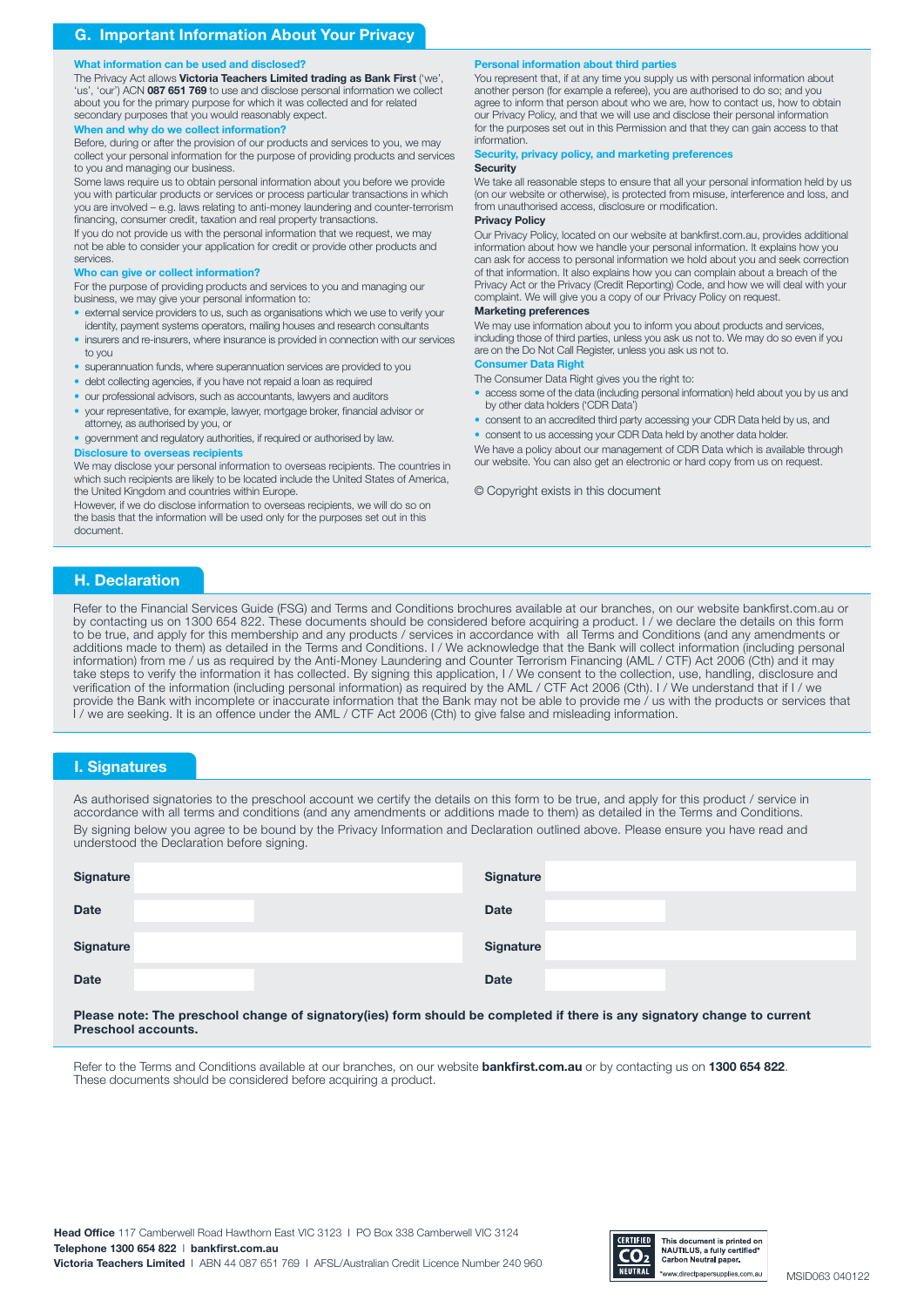## G. Important Information About Your Privacy

### What information can be used and disclosed?

The Privacy Act allows **Victoria Teachers Limited trading as Bank First** ('we', 'us', 'our') ACN **087 651 769** to use and disclose personal information we collect about you for the primary purpose for which it was collected and for related secondary purposes that you would reasonably expect.

### When and why do we collect information?

Before, during or after the provision of our products and services to you, we may collect your personal information for the purpose of providing products and services to you and managing our business.

Some laws require us to obtain personal information about you before we provide you with particular products or services or process particular transactions in which you are involved – e.g. laws relating to anti-money laundering and counter-terrorism financing, consumer credit, taxation and real property transactions.

If you do not provide us with the personal information that we request, we may not be able to consider your application for credit or provide other products and services.

### Who can give or collect information?

For the purpose of providing products and services to you and managing our business, we may give your personal information to:

- external service providers to us, such as organisations which we use to verify your identity, payment systems operators, mailing houses and research consultants
- insurers and re-insurers, where insurance is provided in connection with our services to you
- superannuation funds, where superannuation services are provided to you
- debt collecting agencies, if you have not repaid a loan as required
- our professional advisors, such as accountants, lawyers and auditors
- your representative, for example, lawyer, mortgage broker, financial advisor or attorney, as authorised by you, or
- government and regulatory authorities, if required or authorised by law.

### Disclosure to overseas recipients

We may disclose your personal information to overseas recipients. The countries in which such recipients are likely to be located include the United States of America, the United Kingdom and countries within Europe.

However, if we do disclose information to overseas recipients, we will do so on the basis that the information will be used only for the purposes set out in this document.

### Personal information about third parties

You represent that, if at any time you supply us with personal information about another person (for example a referee), you are authorised to do so; and you agree to inform that person about who we are, how to contact us, how to obtain our Privacy Policy, and that we will use and disclose their personal information for the purposes set out in this Permission and that they can gain access to that information.

### Security, privacy policy, and marketing preferences

**Security**

We take all reasonable steps to ensure that all your personal information held by us (on our website or otherwise), is protected from misuse, interference and loss, and from unauthorised access, disclosure or modification.

**Privacy Policy**

Our Privacy Policy, located on our website at bankfirst.com.au, provides additional information about how we handle your personal information. It explains how you can ask for access to personal information we hold about you and seek correction of that information. It also explains how you can complain about a breach of the Privacy Act or the Privacy (Credit Reporting) Code, and how we will deal with your complaint. We will give you a copy of our Privacy Policy on request.

**Marketing preferences**

We may use information about you to inform you about products and services, including those of third parties, unless you ask us not to. We may do so even if you are on the Do Not Call Register, unless you ask us not to.

### Consumer Data Right

The Consumer Data Right gives you the right to:

- access some of the data (including personal information) held about you by us and by other data holders ('CDR Data')
- consent to an accredited third party accessing your CDR Data held by us, and
- consent to us accessing your CDR Data held by another data holder.

We have a policy about our management of CDR Data which is available through our website. You can also get an electronic or hard copy from us on request.

© Copyright exists in this document

## H. Declaration

Refer to the Financial Services Guide (FSG) and Terms and Conditions brochures available at our branches, on our website bankfirst.com.au or by contacting us on 1300 654 822. These documents should be considered before acquiring a product. I / we declare the details on this form to be true, and apply for this membership and any products / services in accordance with all Terms and Conditions (and any amendments or additions made to them) as detailed in the Terms and Conditions. I / We acknowledge that the Bank will collect information (including personal information) from me / us as required by the Anti-Money Laundering and Counter Terrorism Financing (AML / CTF) Act 2006 (Cth) and it may take steps to verify the information it has collected. By signing this application, I / We consent to the collection, use, handling, disclosure and verification of the information (including personal information) as required by the AML / CTF Act 2006 (Cth). I / We understand that if I / we provide the Bank with incomplete or inaccurate information that the Bank may not be able to provide me / us with the products or services that I / we are seeking. It is an offence under the AML / CTF Act 2006 (Cth) to give false and misleading information.

## I. Signatures

As authorised signatories to the preschool account we certify the details on this form to be true, and apply for this product / service in accordance with all terms and conditions (and any amendments or additions made to them) as detailed in the Terms and Conditions.

By signing below you agree to be bound by the Privacy Information and Declaration outlined above. Please ensure you have read and understood the Declaration before signing.

| | | | |
|---|---|---|---|
| **Signature** | | **Signature** | |
| **Date** | | **Date** | |
| **Signature** | | **Signature** | |
| **Date** | | **Date** | |

**Please note: The preschool change of signatory(ies) form should be completed if there is any signatory change to current Preschool accounts.**

Refer to the Terms and Conditions available at our branches, on our website **bankfirst.com.au** or by contacting us on **1300 654 822**. These documents should be considered before acquiring a product.

**Head Office** 117 Camberwell Road Hawthorn East VIC 3123 | PO Box 338 Camberwell VIC 3124
**Telephone 1300 654 822** | **bankfirst.com.au**
**Victoria Teachers Limited** | ABN 44 087 651 769 | AFSL/Australian Credit Licence Number 240 960

CERTIFIED $CO_2$ NEUTRAL — This document is printed on NAUTILUS, a fully certified* Carbon Neutral paper. *www.directpapersupplies.com.au

MSID063 040122